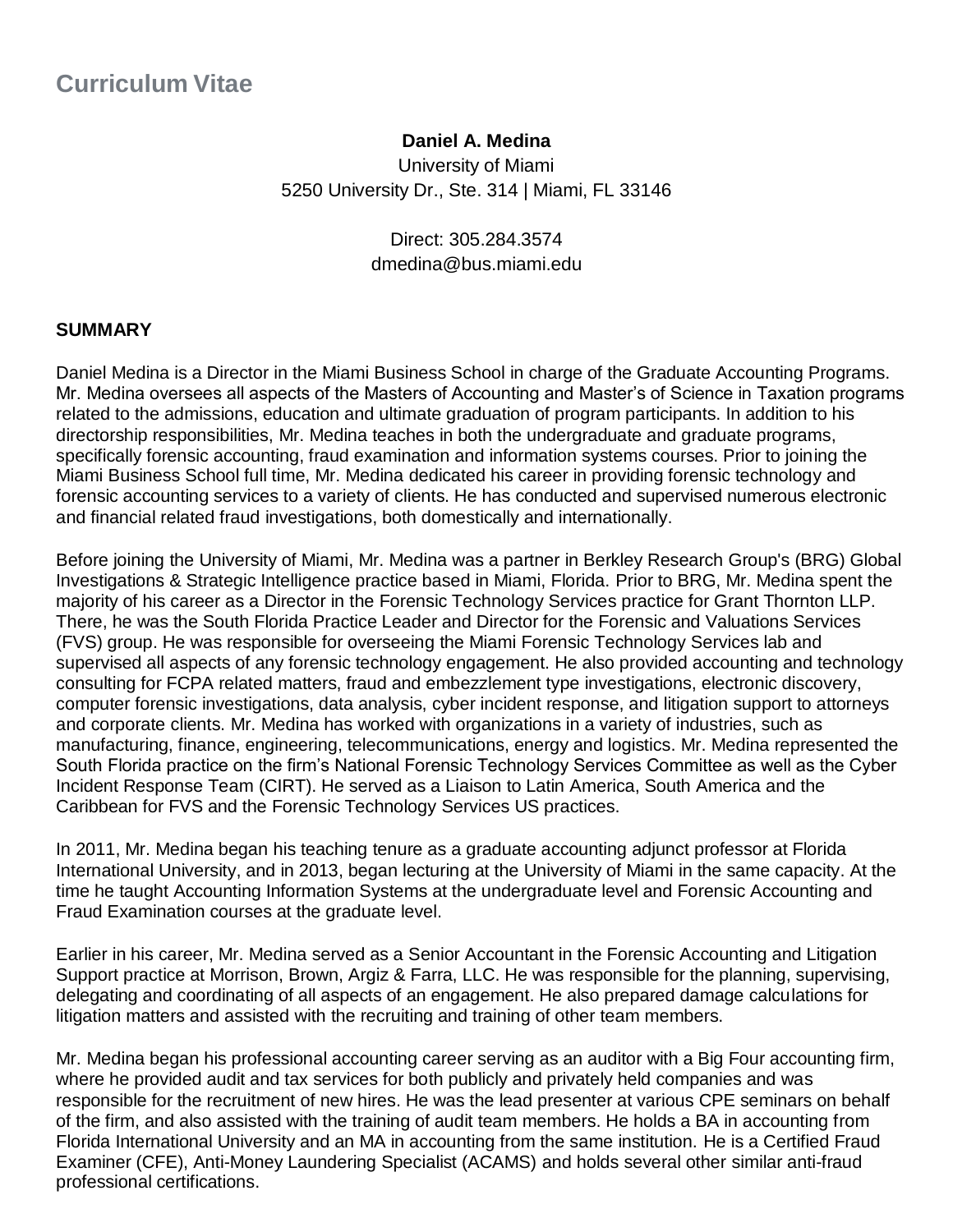# Curriculum Vitae

**Daniel A. Medina**
University of Miami
5250 University Dr., Ste. 314 | Miami, FL 33146

Direct: 305.284.3574
dmedina@bus.miami.edu

## SUMMARY

Daniel Medina is a Director in the Miami Business School in charge of the Graduate Accounting Programs. Mr. Medina oversees all aspects of the Masters of Accounting and Master's of Science in Taxation programs related to the admissions, education and ultimate graduation of program participants. In addition to his directorship responsibilities, Mr. Medina teaches in both the undergraduate and graduate programs, specifically forensic accounting, fraud examination and information systems courses. Prior to joining the Miami Business School full time, Mr. Medina dedicated his career in providing forensic technology and forensic accounting services to a variety of clients. He has conducted and supervised numerous electronic and financial related fraud investigations, both domestically and internationally.

Before joining the University of Miami, Mr. Medina was a partner in Berkley Research Group's (BRG) Global Investigations & Strategic Intelligence practice based in Miami, Florida. Prior to BRG, Mr. Medina spent the majority of his career as a Director in the Forensic Technology Services practice for Grant Thornton LLP. There, he was the South Florida Practice Leader and Director for the Forensic and Valuations Services (FVS) group. He was responsible for overseeing the Miami Forensic Technology Services lab and supervised all aspects of any forensic technology engagement. He also provided accounting and technology consulting for FCPA related matters, fraud and embezzlement type investigations, electronic discovery, computer forensic investigations, data analysis, cyber incident response, and litigation support to attorneys and corporate clients. Mr. Medina has worked with organizations in a variety of industries, such as manufacturing, finance, engineering, telecommunications, energy and logistics. Mr. Medina represented the South Florida practice on the firm's National Forensic Technology Services Committee as well as the Cyber Incident Response Team (CIRT). He served as a Liaison to Latin America, South America and the Caribbean for FVS and the Forensic Technology Services US practices.

In 2011, Mr. Medina began his teaching tenure as a graduate accounting adjunct professor at Florida International University, and in 2013, began lecturing at the University of Miami in the same capacity. At the time he taught Accounting Information Systems at the undergraduate level and Forensic Accounting and Fraud Examination courses at the graduate level.

Earlier in his career, Mr. Medina served as a Senior Accountant in the Forensic Accounting and Litigation Support practice at Morrison, Brown, Argiz & Farra, LLC. He was responsible for the planning, supervising, delegating and coordinating of all aspects of an engagement. He also prepared damage calculations for litigation matters and assisted with the recruiting and training of other team members.

Mr. Medina began his professional accounting career serving as an auditor with a Big Four accounting firm, where he provided audit and tax services for both publicly and privately held companies and was responsible for the recruitment of new hires. He was the lead presenter at various CPE seminars on behalf of the firm, and also assisted with the training of audit team members. He holds a BA in accounting from Florida International University and an MA in accounting from the same institution. He is a Certified Fraud Examiner (CFE), Anti-Money Laundering Specialist (ACAMS) and holds several other similar anti-fraud professional certifications.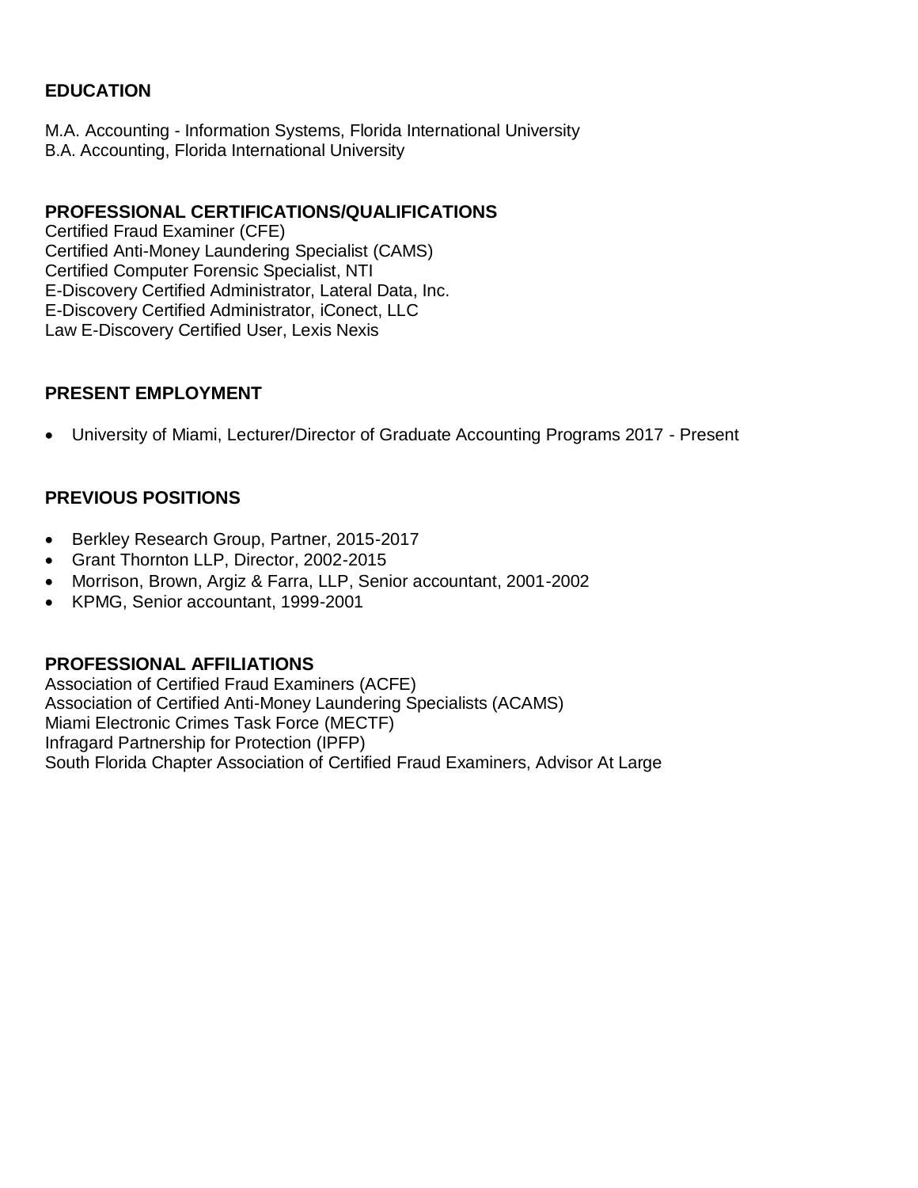## EDUCATION

M.A. Accounting - Information Systems, Florida International University
B.A. Accounting, Florida International University

## PROFESSIONAL CERTIFICATIONS/QUALIFICATIONS

Certified Fraud Examiner (CFE)
Certified Anti-Money Laundering Specialist (CAMS)
Certified Computer Forensic Specialist, NTI
E-Discovery Certified Administrator, Lateral Data, Inc.
E-Discovery Certified Administrator, iConect, LLC
Law E-Discovery Certified User, Lexis Nexis

## PRESENT EMPLOYMENT

- University of Miami, Lecturer/Director of Graduate Accounting Programs 2017 - Present

## PREVIOUS POSITIONS

- Berkley Research Group, Partner, 2015-2017
- Grant Thornton LLP, Director, 2002-2015
- Morrison, Brown, Argiz & Farra, LLP, Senior accountant, 2001-2002
- KPMG, Senior accountant, 1999-2001

## PROFESSIONAL AFFILIATIONS

Association of Certified Fraud Examiners (ACFE)
Association of Certified Anti-Money Laundering Specialists (ACAMS)
Miami Electronic Crimes Task Force (MECTF)
Infragard Partnership for Protection (IPFP)
South Florida Chapter Association of Certified Fraud Examiners, Advisor At Large